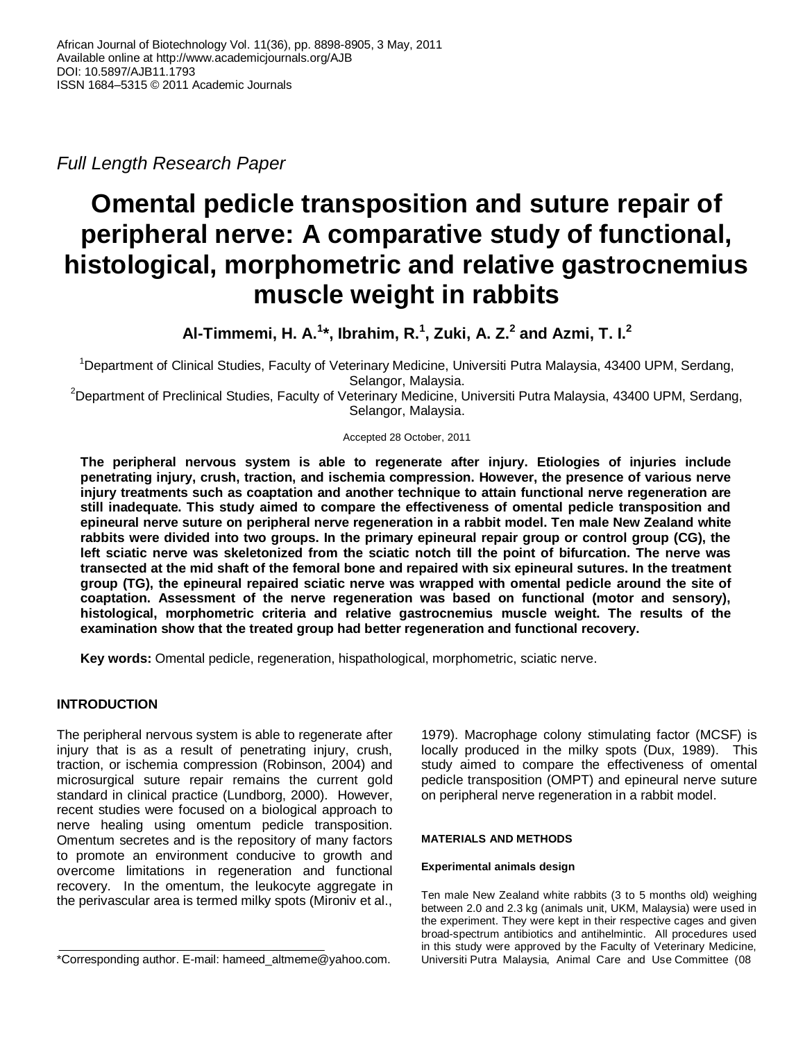African Journal of Biotechnology Vol. 11(36), pp. 8898-8905, 3 May, 2011
Available online at http://www.academicjournals.org/AJB
DOI: 10.5897/AJB11.1793
ISSN 1684–5315 © 2011 Academic Journals

*Full Length Research Paper*

# Omental pedicle transposition and suture repair of peripheral nerve: A comparative study of functional, histological, morphometric and relative gastrocnemius muscle weight in rabbits

**Al-Timmemi, H. A.[1]*, Ibrahim, R.[1], Zuki, A. Z.[2] and Azmi, T. I.[2]**

[1]Department of Clinical Studies, Faculty of Veterinary Medicine, Universiti Putra Malaysia, 43400 UPM, Serdang, Selangor, Malaysia.
[2]Department of Preclinical Studies, Faculty of Veterinary Medicine, Universiti Putra Malaysia, 43400 UPM, Serdang, Selangor, Malaysia.

Accepted 28 October, 2011

**The peripheral nervous system is able to regenerate after injury. Etiologies of injuries include penetrating injury, crush, traction, and ischemia compression. However, the presence of various nerve injury treatments such as coaptation and another technique to attain functional nerve regeneration are still inadequate. This study aimed to compare the effectiveness of omental pedicle transposition and epineural nerve suture on peripheral nerve regeneration in a rabbit model. Ten male New Zealand white rabbits were divided into two groups. In the primary epineural repair group or control group (CG), the left sciatic nerve was skeletonized from the sciatic notch till the point of bifurcation. The nerve was transected at the mid shaft of the femoral bone and repaired with six epineural sutures. In the treatment group (TG), the epineural repaired sciatic nerve was wrapped with omental pedicle around the site of coaptation. Assessment of the nerve regeneration was based on functional (motor and sensory), histological, morphometric criteria and relative gastrocnemius muscle weight. The results of the examination show that the treated group had better regeneration and functional recovery.**

**Key words:** Omental pedicle, regeneration, hispathological, morphometric, sciatic nerve.

## INTRODUCTION

The peripheral nervous system is able to regenerate after injury that is as a result of penetrating injury, crush, traction, or ischemia compression (Robinson, 2004) and microsurgical suture repair remains the current gold standard in clinical practice (Lundborg, 2000). However, recent studies were focused on a biological approach to nerve healing using omentum pedicle transposition. Omentum secretes and is the repository of many factors to promote an environment conducive to growth and overcome limitations in regeneration and functional recovery. In the omentum, the leukocyte aggregate in the perivascular area is termed milky spots (Mironiv et al., 1979). Macrophage colony stimulating factor (MCSF) is locally produced in the milky spots (Dux, 1989). This study aimed to compare the effectiveness of omental pedicle transposition (OMPT) and epineural nerve suture on peripheral nerve regeneration in a rabbit model.

## MATERIALS AND METHODS

### Experimental animals design

Ten male New Zealand white rabbits (3 to 5 months old) weighing between 2.0 and 2.3 kg (animals unit, UKM, Malaysia) were used in the experiment. They were kept in their respective cages and given broad-spectrum antibiotics and antihelmintic. All procedures used in this study were approved by the Faculty of Veterinary Medicine, Universiti Putra Malaysia, Animal Care and Use Committee (08

*Corresponding author. E-mail: hameed_altmeme@yahoo.com.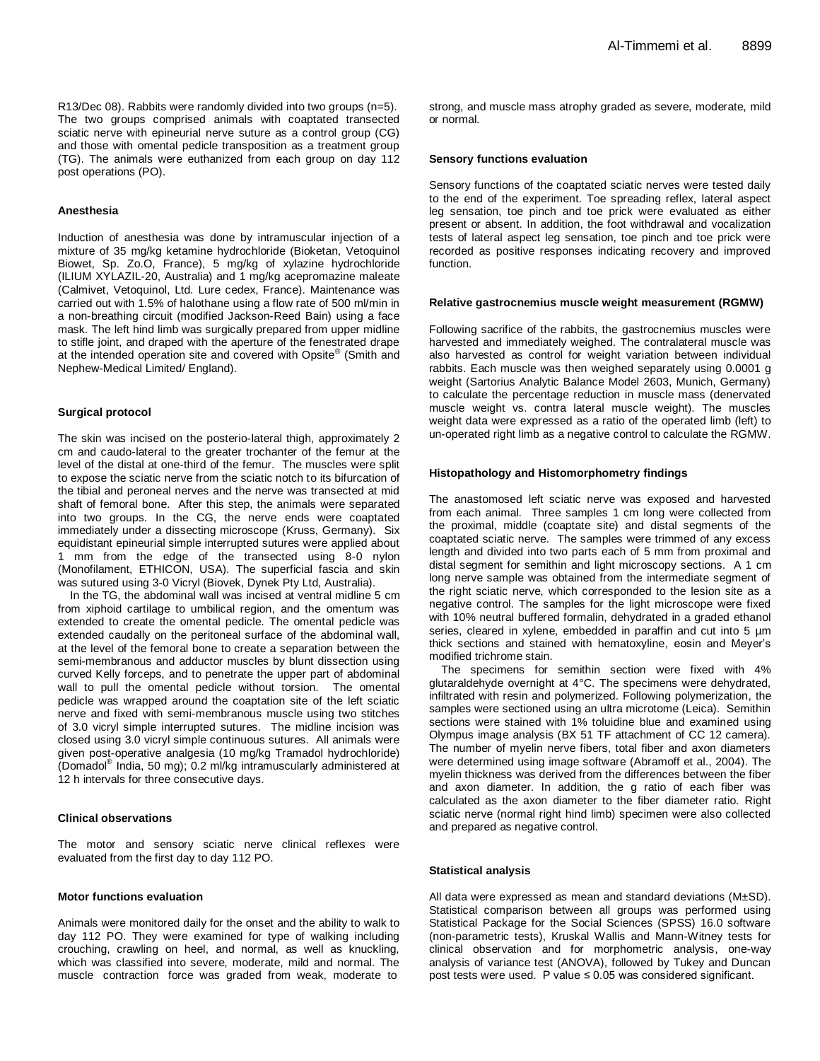R13/Dec 08). Rabbits were randomly divided into two groups (n=5). The two groups comprised animals with coaptated transected sciatic nerve with epineurial nerve suture as a control group (CG) and those with omental pedicle transposition as a treatment group (TG). The animals were euthanized from each group on day 112 post operations (PO).

### Anesthesia

Induction of anesthesia was done by intramuscular injection of a mixture of 35 mg/kg ketamine hydrochloride (Bioketan, Vetoquinol Biowet, Sp. Zo.O, France), 5 mg/kg of xylazine hydrochloride (ILIUM XYLAZIL-20, Australia) and 1 mg/kg acepromazine maleate (Calmivet, Vetoquinol, Ltd. Lure cedex, France). Maintenance was carried out with 1.5% of halothane using a flow rate of 500 ml/min in a non-breathing circuit (modified Jackson-Reed Bain) using a face mask. The left hind limb was surgically prepared from upper midline to stifle joint, and draped with the aperture of the fenestrated drape at the intended operation site and covered with Opsite® (Smith and Nephew-Medical Limited/ England).

### Surgical protocol

The skin was incised on the posterio-lateral thigh, approximately 2 cm and caudo-lateral to the greater trochanter of the femur at the level of the distal at one-third of the femur. The muscles were split to expose the sciatic nerve from the sciatic notch to its bifurcation of the tibial and peroneal nerves and the nerve was transected at mid shaft of femoral bone. After this step, the animals were separated into two groups. In the CG, the nerve ends were coaptated immediately under a dissecting microscope (Kruss, Germany). Six equidistant epineurial simple interrupted sutures were applied about 1 mm from the edge of the transected using 8-0 nylon (Monofilament, ETHICON, USA). The superficial fascia and skin was sutured using 3-0 Vicryl (Biovek, Dynek Pty Ltd, Australia).

In the TG, the abdominal wall was incised at ventral midline 5 cm from xiphoid cartilage to umbilical region, and the omentum was extended to create the omental pedicle. The omental pedicle was extended caudally on the peritoneal surface of the abdominal wall, at the level of the femoral bone to create a separation between the semi-membranous and adductor muscles by blunt dissection using curved Kelly forceps, and to penetrate the upper part of abdominal wall to pull the omental pedicle without torsion. The omental pedicle was wrapped around the coaptation site of the left sciatic nerve and fixed with semi-membranous muscle using two stitches of 3.0 vicryl simple interrupted sutures. The midline incision was closed using 3.0 vicryl simple continuous sutures. All animals were given post-operative analgesia (10 mg/kg Tramadol hydrochloride) (Domadol® India, 50 mg); 0.2 ml/kg intramuscularly administered at 12 h intervals for three consecutive days.

### Clinical observations

The motor and sensory sciatic nerve clinical reflexes were evaluated from the first day to day 112 PO.

### Motor functions evaluation

Animals were monitored daily for the onset and the ability to walk to day 112 PO. They were examined for type of walking including crouching, crawling on heel, and normal, as well as knuckling, which was classified into severe, moderate, mild and normal. The muscle contraction force was graded from weak, moderate to strong, and muscle mass atrophy graded as severe, moderate, mild or normal.

### Sensory functions evaluation

Sensory functions of the coaptated sciatic nerves were tested daily to the end of the experiment. Toe spreading reflex, lateral aspect leg sensation, toe pinch and toe prick were evaluated as either present or absent. In addition, the foot withdrawal and vocalization tests of lateral aspect leg sensation, toe pinch and toe prick were recorded as positive responses indicating recovery and improved function.

### Relative gastrocnemius muscle weight measurement (RGMW)

Following sacrifice of the rabbits, the gastrocnemius muscles were harvested and immediately weighed. The contralateral muscle was also harvested as control for weight variation between individual rabbits. Each muscle was then weighed separately using 0.0001 g weight (Sartorius Analytic Balance Model 2603, Munich, Germany) to calculate the percentage reduction in muscle mass (denervated muscle weight vs. contra lateral muscle weight). The muscles weight data were expressed as a ratio of the operated limb (left) to un-operated right limb as a negative control to calculate the RGMW.

### Histopathology and Histomorphometry findings

The anastomosed left sciatic nerve was exposed and harvested from each animal. Three samples 1 cm long were collected from the proximal, middle (coaptate site) and distal segments of the coaptated sciatic nerve. The samples were trimmed of any excess length and divided into two parts each of 5 mm from proximal and distal segment for semithin and light microscopy sections. A 1 cm long nerve sample was obtained from the intermediate segment of the right sciatic nerve, which corresponded to the lesion site as a negative control. The samples for the light microscope were fixed with 10% neutral buffered formalin, dehydrated in a graded ethanol series, cleared in xylene, embedded in paraffin and cut into 5 µm thick sections and stained with hematoxyline, eosin and Meyer's modified trichrome stain.

The specimens for semithin section were fixed with 4% glutaraldehyde overnight at 4°C. The specimens were dehydrated, infiltrated with resin and polymerized. Following polymerization, the samples were sectioned using an ultra microtome (Leica). Semithin sections were stained with 1% toluidine blue and examined using Olympus image analysis (BX 51 TF attachment of CC 12 camera). The number of myelin nerve fibers, total fiber and axon diameters were determined using image software (Abramoff et al., 2004). The myelin thickness was derived from the differences between the fiber and axon diameter. In addition, the g ratio of each fiber was calculated as the axon diameter to the fiber diameter ratio. Right sciatic nerve (normal right hind limb) specimen were also collected and prepared as negative control.

### Statistical analysis

All data were expressed as mean and standard deviations (M±SD). Statistical comparison between all groups was performed using Statistical Package for the Social Sciences (SPSS) 16.0 software (non-parametric tests), Kruskal Wallis and Mann-Witney tests for clinical observation and for morphometric analysis, one-way analysis of variance test (ANOVA), followed by Tukey and Duncan post tests were used. P value $\leq 0.05$ was considered significant.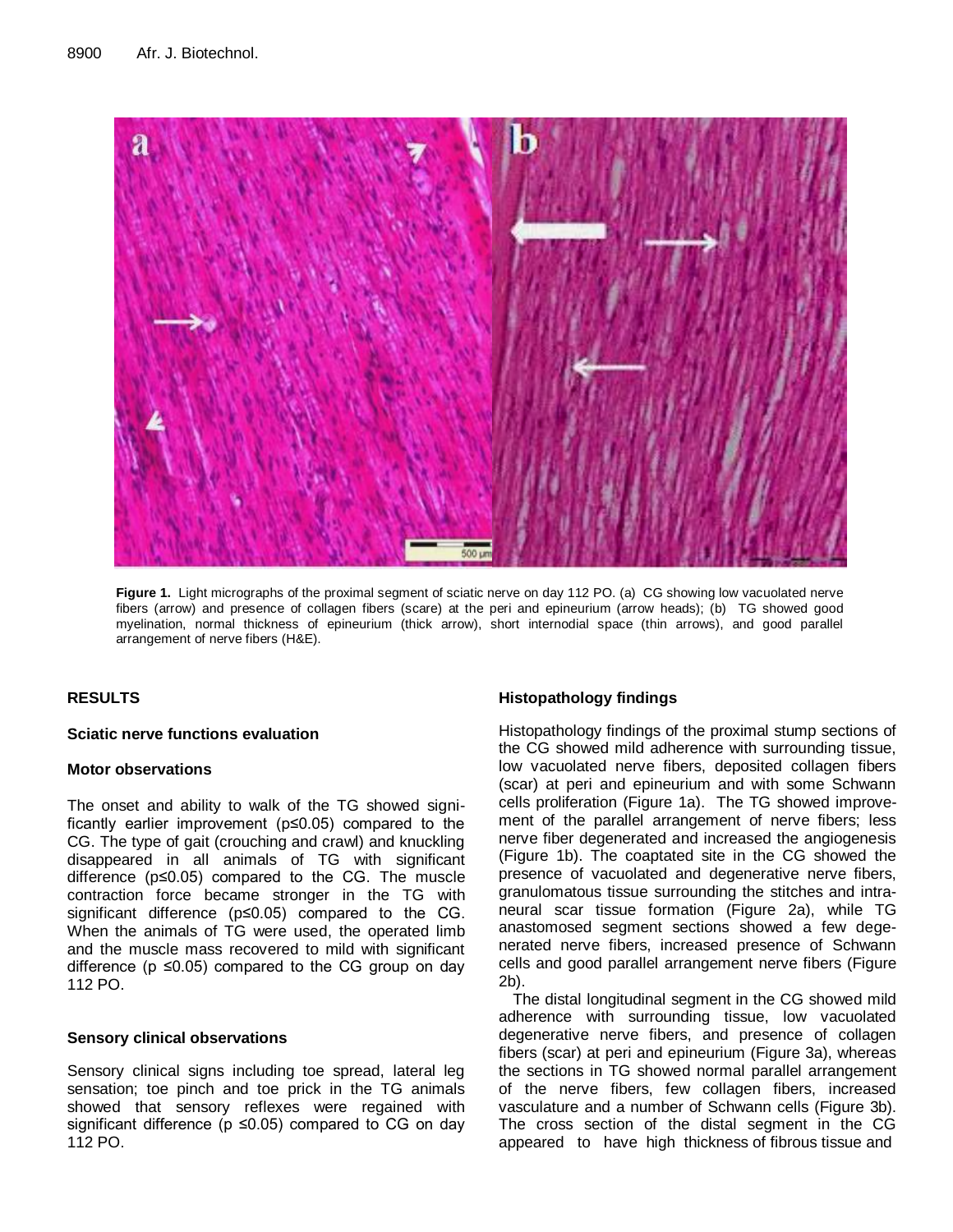**Figure 1.** Light micrographs of the proximal segment of sciatic nerve on day 112 PO. (a) CG showing low vacuolated nerve fibers (arrow) and presence of collagen fibers (scare) at the peri and epineurium (arrow heads); (b) TG showed good myelination, normal thickness of epineurium (thick arrow), short internodial space (thin arrows), and good parallel arrangement of nerve fibers (H&E).

## RESULTS

### Sciatic nerve functions evaluation

#### Motor observations

The onset and ability to walk of the TG showed significantly earlier improvement ($p \leq 0.05$) compared to the CG. The type of gait (crouching and crawl) and knuckling disappeared in all animals of TG with significant difference ($p \leq 0.05$) compared to the CG. The muscle contraction force became stronger in the TG with significant difference ($p \leq 0.05$) compared to the CG. When the animals of TG were used, the operated limb and the muscle mass recovered to mild with significant difference ($p \leq 0.05$) compared to the CG group on day 112 PO.

#### Sensory clinical observations

Sensory clinical signs including toe spread, lateral leg sensation; toe pinch and toe prick in the TG animals showed that sensory reflexes were regained with significant difference ($p \leq 0.05$) compared to CG on day 112 PO.

### Histopathology findings

Histopathology findings of the proximal stump sections of the CG showed mild adherence with surrounding tissue, low vacuolated nerve fibers, deposited collagen fibers (scar) at peri and epineurium and with some Schwann cells proliferation (Figure 1a). The TG showed improvement of the parallel arrangement of nerve fibers; less nerve fiber degenerated and increased the angiogenesis (Figure 1b). The coaptated site in the CG showed the presence of vacuolated and degenerative nerve fibers, granulomatous tissue surrounding the stitches and intraneural scar tissue formation (Figure 2a), while TG anastomosed segment sections showed a few degenerated nerve fibers, increased presence of Schwann cells and good parallel arrangement nerve fibers (Figure 2b).

The distal longitudinal segment in the CG showed mild adherence with surrounding tissue, low vacuolated degenerative nerve fibers, and presence of collagen fibers (scar) at peri and epineurium (Figure 3a), whereas the sections in TG showed normal parallel arrangement of the nerve fibers, few collagen fibers, increased vasculature and a number of Schwann cells (Figure 3b). The cross section of the distal segment in the CG appeared to have high thickness of fibrous tissue and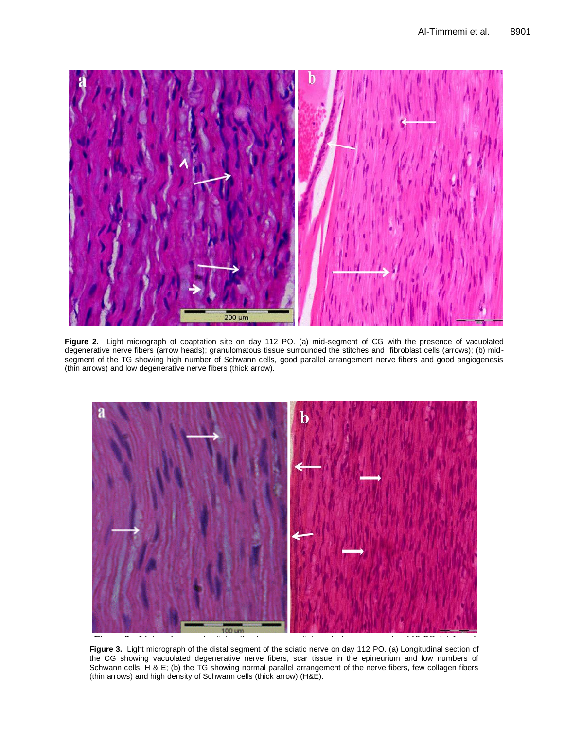**Figure 2.** Light micrograph of coaptation site on day 112 PO. (a) mid-segment of CG with the presence of vacuolated degenerative nerve fibers (arrow heads); granulomatous tissue surrounded the stitches and fibroblast cells (arrows); (b) mid-segment of the TG showing high number of Schwann cells, good parallel arrangement nerve fibers and good angiogenesis (thin arrows) and low degenerative nerve fibers (thick arrow).

**Figure 3.** Light micrograph of the distal segment of the sciatic nerve on day 112 PO. (a) Longitudinal section of the CG showing vacuolated degenerative nerve fibers, scar tissue in the epineurium and low numbers of Schwann cells, H & E; (b) the TG showing normal parallel arrangement of the nerve fibers, few collagen fibers (thin arrows) and high density of Schwann cells (thick arrow) (H&E).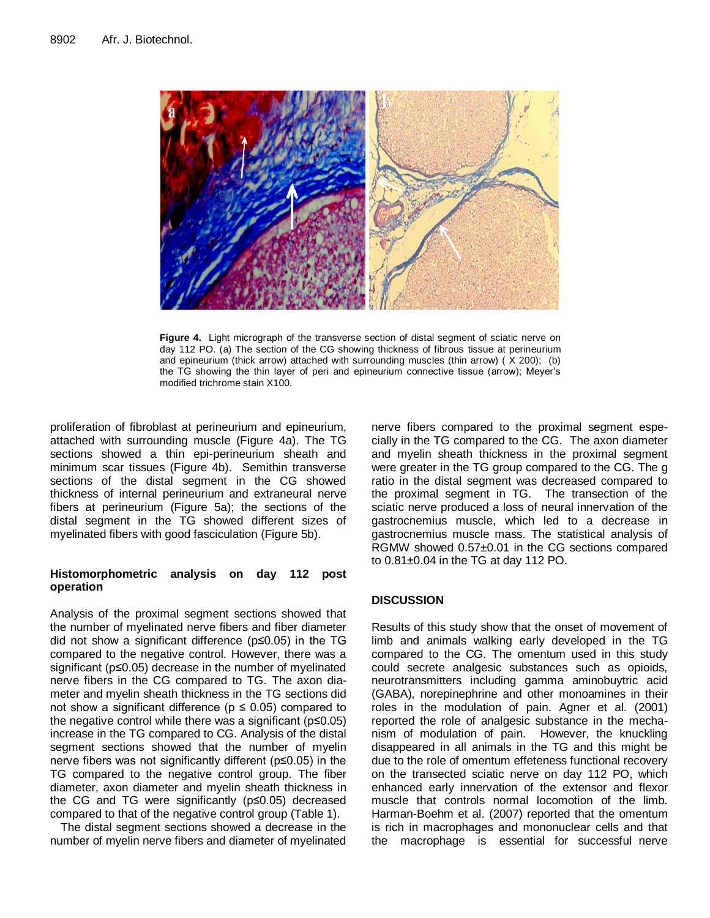Figure 4. Light micrograph of the transverse section of distal segment of sciatic nerve on day 112 PO. (a) The section of the CG showing thickness of fibrous tissue at perineurium and epineurium (thick arrow) attached with surrounding muscles (thin arrow) ( X 200); (b) the TG showing the thin layer of peri and epineurium connective tissue (arrow); Meyer's modified trichrome stain X100.

proliferation of fibroblast at perineurium and epineurium, attached with surrounding muscle (Figure 4a). The TG sections showed a thin epi-perineurium sheath and minimum scar tissues (Figure 4b). Semithin transverse sections of the distal segment in the CG showed thickness of internal perineurium and extraneural nerve fibers at perineurium (Figure 5a); the sections of the distal segment in the TG showed different sizes of myelinated fibers with good fasciculation (Figure 5b).

### Histomorphometric analysis on day 112 post operation

Analysis of the proximal segment sections showed that the number of myelinated nerve fibers and fiber diameter did not show a significant difference (p≤0.05) in the TG compared to the negative control. However, there was a significant (p≤0.05) decrease in the number of myelinated nerve fibers in the CG compared to TG. The axon diameter and myelin sheath thickness in the TG sections did not show a significant difference (p ≤ 0.05) compared to the negative control while there was a significant (p≤0.05) increase in the TG compared to CG. Analysis of the distal segment sections showed that the number of myelin nerve fibers was not significantly different (p≤0.05) in the TG compared to the negative control group. The fiber diameter, axon diameter and myelin sheath thickness in the CG and TG were significantly (p≤0.05) decreased compared to that of the negative control group (Table 1).

The distal segment sections showed a decrease in the number of myelin nerve fibers and diameter of myelinated nerve fibers compared to the proximal segment especially in the TG compared to the CG. The axon diameter and myelin sheath thickness in the proximal segment were greater in the TG group compared to the CG. The g ratio in the distal segment was decreased compared to the proximal segment in TG. The transection of the sciatic nerve produced a loss of neural innervation of the gastrocnemius muscle, which led to a decrease in gastrocnemius muscle mass. The statistical analysis of RGMW showed 0.57±0.01 in the CG sections compared to 0.81±0.04 in the TG at day 112 PO.

## DISCUSSION

Results of this study show that the onset of movement of limb and animals walking early developed in the TG compared to the CG. The omentum used in this study could secrete analgesic substances such as opioids, neurotransmitters including gamma aminobuytric acid (GABA), norepinephrine and other monoamines in their roles in the modulation of pain. Agner et al. (2001) reported the role of analgesic substance in the mechanism of modulation of pain. However, the knuckling disappeared in all animals in the TG and this might be due to the role of omentum effeteness functional recovery on the transected sciatic nerve on day 112 PO, which enhanced early innervation of the extensor and flexor muscle that controls normal locomotion of the limb. Harman-Boehm et al. (2007) reported that the omentum is rich in macrophages and mononuclear cells and that the macrophage is essential for successful nerve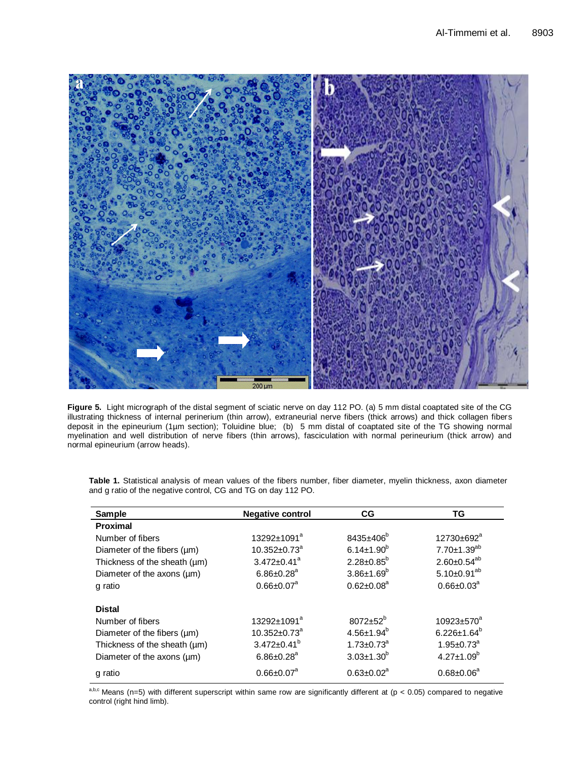**Figure 5.** Light micrograph of the distal segment of sciatic nerve on day 112 PO. (a) 5 mm distal coaptated site of the CG illustrating thickness of internal perinerium (thin arrow), extraneurial nerve fibers (thick arrows) and thick collagen fibers deposit in the epineurium (1µm section); Toluidine blue; (b) 5 mm distal of coaptated site of the TG showing normal myelination and well distribution of nerve fibers (thin arrows), fasciculation with normal perineurium (thick arrow) and normal epineurium (arrow heads).

**Table 1.** Statistical analysis of mean values of the fibers number, fiber diameter, myelin thickness, axon diameter and g ratio of the negative control, CG and TG on day 112 PO.

| Sample | Negative control | CG | TG |
|---|---|---|---|
| **Proximal** | | | |
| Number of fibers | 13292±1091[a] | 8435±406[b] | 12730±692[a] |
| Diameter of the fibers (µm) | 10.352±0.73[a] | 6.14±1.90[b] | 7.70±1.39[ab] |
| Thickness of the sheath (µm) | 3.472±0.41[a] | 2.28±0.85[b] | 2.60±0.54[ab] |
| Diameter of the axons (µm) | 6.86±0.28[a] | 3.86±1.69[b] | 5.10±0.91[ab] |
| g ratio | 0.66±0.07[a] | 0.62±0.08[a] | 0.66±0.03[a] |
| **Distal** | | | |
| Number of fibers | 13292±1091[a] | 8072±52[b] | 10923±570[a] |
| Diameter of the fibers (µm) | 10.352±0.73[a] | 4.56±1.94[b] | 6.226±1.64[b] |
| Thickness of the sheath (µm) | 3.472±0.41[b] | 1.73±0.73[a] | 1.95±0.73[a] |
| Diameter of the axons (µm) | 6.86±0.28[a] | 3.03±1.30[b] | 4.27±1.09[b] |
| g ratio | 0.66±0.07[a] | 0.63±0.02[a] | 0.68±0.06[a] |

[a,b,c] Means (n=5) with different superscript within same row are significantly different at ($p < 0.05$) compared to negative control (right hind limb).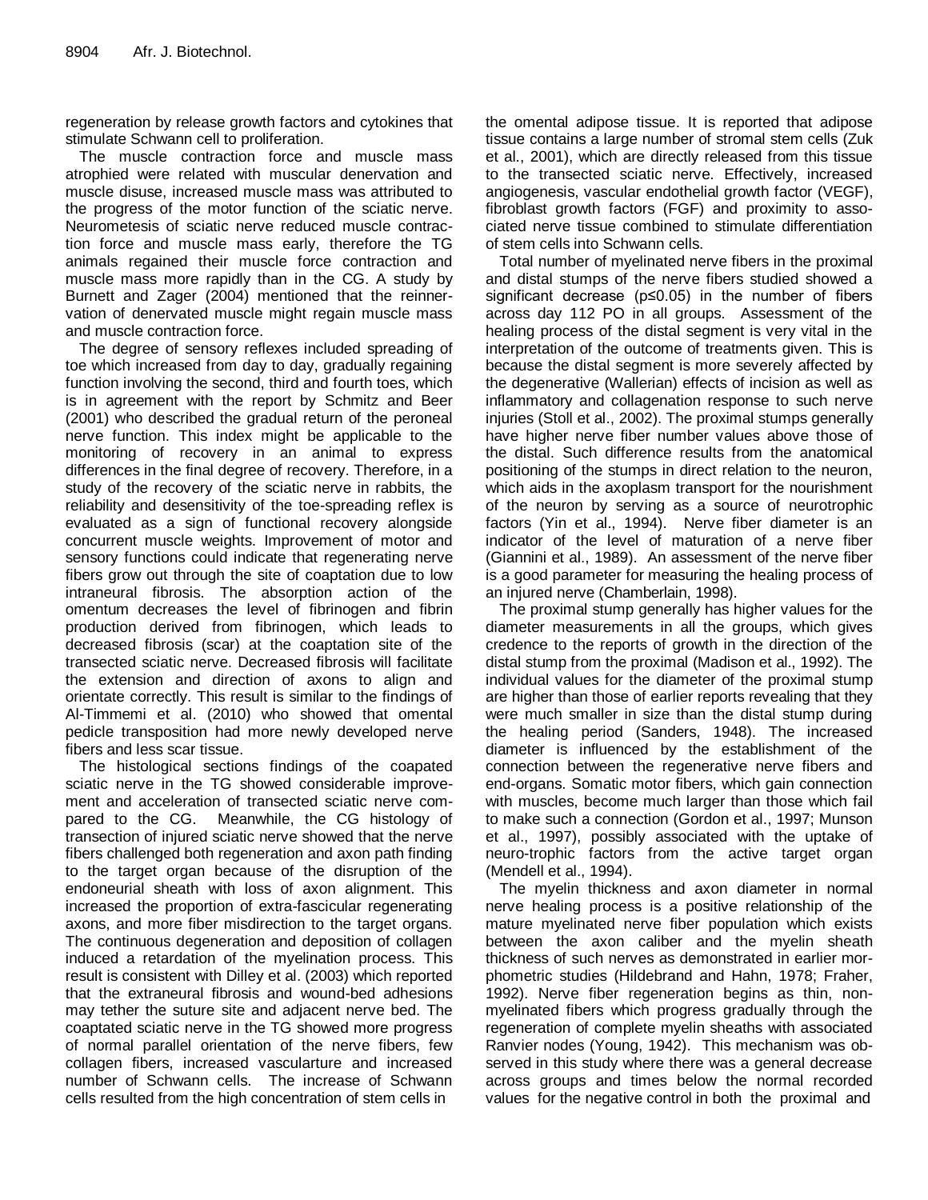regeneration by release growth factors and cytokines that stimulate Schwann cell to proliferation.

The muscle contraction force and muscle mass atrophied were related with muscular denervation and muscle disuse, increased muscle mass was attributed to the progress of the motor function of the sciatic nerve. Neurometesis of sciatic nerve reduced muscle contraction force and muscle mass early, therefore the TG animals regained their muscle force contraction and muscle mass more rapidly than in the CG. A study by Burnett and Zager (2004) mentioned that the reinnervation of denervated muscle might regain muscle mass and muscle contraction force.

The degree of sensory reflexes included spreading of toe which increased from day to day, gradually regaining function involving the second, third and fourth toes, which is in agreement with the report by Schmitz and Beer (2001) who described the gradual return of the peroneal nerve function. This index might be applicable to the monitoring of recovery in an animal to express differences in the final degree of recovery. Therefore, in a study of the recovery of the sciatic nerve in rabbits, the reliability and desensitivity of the toe-spreading reflex is evaluated as a sign of functional recovery alongside concurrent muscle weights. Improvement of motor and sensory functions could indicate that regenerating nerve fibers grow out through the site of coaptation due to low intraneural fibrosis. The absorption action of the omentum decreases the level of fibrinogen and fibrin production derived from fibrinogen, which leads to decreased fibrosis (scar) at the coaptation site of the transected sciatic nerve. Decreased fibrosis will facilitate the extension and direction of axons to align and orientate correctly. This result is similar to the findings of Al-Timmemi et al. (2010) who showed that omental pedicle transposition had more newly developed nerve fibers and less scar tissue.

The histological sections findings of the coapated sciatic nerve in the TG showed considerable improvement and acceleration of transected sciatic nerve compared to the CG. Meanwhile, the CG histology of transection of injured sciatic nerve showed that the nerve fibers challenged both regeneration and axon path finding to the target organ because of the disruption of the endoneurial sheath with loss of axon alignment. This increased the proportion of extra-fascicular regenerating axons, and more fiber misdirection to the target organs. The continuous degeneration and deposition of collagen induced a retardation of the myelination process. This result is consistent with Dilley et al. (2003) which reported that the extraneural fibrosis and wound-bed adhesions may tether the suture site and adjacent nerve bed. The coaptated sciatic nerve in the TG showed more progress of normal parallel orientation of the nerve fibers, few collagen fibers, increased vasculartture and increased number of Schwann cells. The increase of Schwann cells resulted from the high concentration of stem cells in the omental adipose tissue. It is reported that adipose tissue contains a large number of stromal stem cells (Zuk et al., 2001), which are directly released from this tissue to the transected sciatic nerve. Effectively, increased angiogenesis, vascular endothelial growth factor (VEGF), fibroblast growth factors (FGF) and proximity to associated nerve tissue combined to stimulate differentiation of stem cells into Schwann cells.

Total number of myelinated nerve fibers in the proximal and distal stumps of the nerve fibers studied showed a significant decrease ($p \leq 0.05$) in the number of fibers across day 112 PO in all groups. Assessment of the healing process of the distal segment is very vital in the interpretation of the outcome of treatments given. This is because the distal segment is more severely affected by the degenerative (Wallerian) effects of incision as well as inflammatory and collagenation response to such nerve injuries (Stoll et al., 2002). The proximal stumps generally have higher nerve fiber number values above those of the distal. Such difference results from the anatomical positioning of the stumps in direct relation to the neuron, which aids in the axoplasm transport for the nourishment of the neuron by serving as a source of neurotrophic factors (Yin et al., 1994). Nerve fiber diameter is an indicator of the level of maturation of a nerve fiber (Giannini et al., 1989). An assessment of the nerve fiber is a good parameter for measuring the healing process of an injured nerve (Chamberlain, 1998).

The proximal stump generally has higher values for the diameter measurements in all the groups, which gives credence to the reports of growth in the direction of the distal stump from the proximal (Madison et al., 1992). The individual values for the diameter of the proximal stump are higher than those of earlier reports revealing that they were much smaller in size than the distal stump during the healing period (Sanders, 1948). The increased diameter is influenced by the establishment of the connection between the regenerative nerve fibers and end-organs. Somatic motor fibers, which gain connection with muscles, become much larger than those which fail to make such a connection (Gordon et al., 1997; Munson et al., 1997), possibly associated with the uptake of neuro-trophic factors from the active target organ (Mendell et al., 1994).

The myelin thickness and axon diameter in normal nerve healing process is a positive relationship of the mature myelinated nerve fiber population which exists between the axon caliber and the myelin sheath thickness of such nerves as demonstrated in earlier morphometric studies (Hildebrand and Hahn, 1978; Fraher, 1992). Nerve fiber regeneration begins as thin, non-myelinated fibers which progress gradually through the regeneration of complete myelin sheaths with associated Ranvier nodes (Young, 1942). This mechanism was observed in this study where there was a general decrease across groups and times below the normal recorded values for the negative control in both the proximal and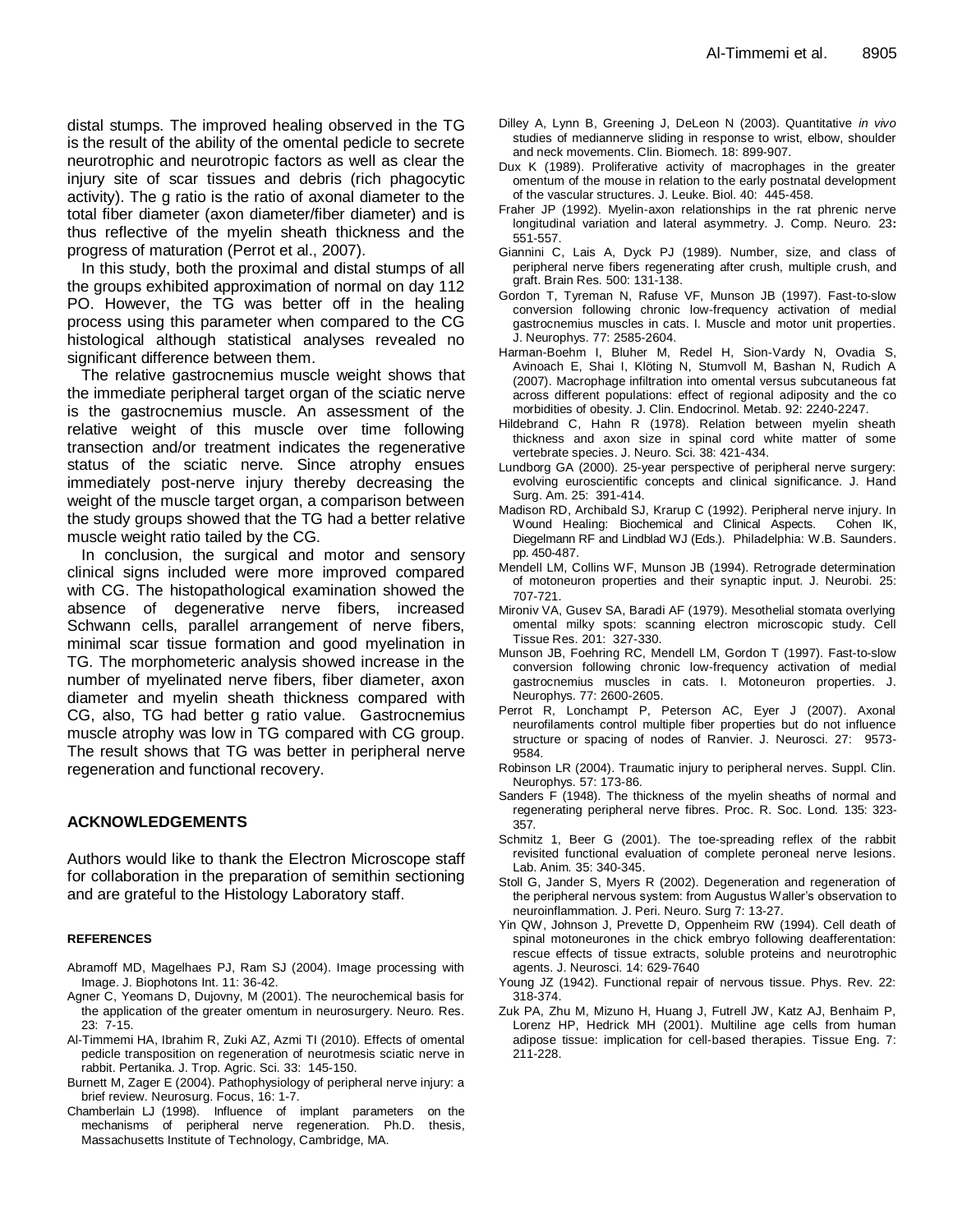distal stumps. The improved healing observed in the TG is the result of the ability of the omental pedicle to secrete neurotrophic and neurotropic factors as well as clear the injury site of scar tissues and debris (rich phagocytic activity). The g ratio is the ratio of axonal diameter to the total fiber diameter (axon diameter/fiber diameter) and is thus reflective of the myelin sheath thickness and the progress of maturation (Perrot et al., 2007).

In this study, both the proximal and distal stumps of all the groups exhibited approximation of normal on day 112 PO. However, the TG was better off in the healing process using this parameter when compared to the CG histological although statistical analyses revealed no significant difference between them.

The relative gastrocnemius muscle weight shows that the immediate peripheral target organ of the sciatic nerve is the gastrocnemius muscle. An assessment of the relative weight of this muscle over time following transection and/or treatment indicates the regenerative status of the sciatic nerve. Since atrophy ensues immediately post-nerve injury thereby decreasing the weight of the muscle target organ, a comparison between the study groups showed that the TG had a better relative muscle weight ratio tailed by the CG.

In conclusion, the surgical and motor and sensory clinical signs included were more improved compared with CG. The histopathological examination showed the absence of degenerative nerve fibers, increased Schwann cells, parallel arrangement of nerve fibers, minimal scar tissue formation and good myelination in TG. The morphometeric analysis showed increase in the number of myelinated nerve fibers, fiber diameter, axon diameter and myelin sheath thickness compared with CG, also, TG had better g ratio value. Gastrocnemius muscle atrophy was low in TG compared with CG group. The result shows that TG was better in peripheral nerve regeneration and functional recovery.

## ACKNOWLEDGEMENTS

Authors would like to thank the Electron Microscope staff for collaboration in the preparation of semithin sectioning and are grateful to the Histology Laboratory staff.

## REFERENCES

Abramoff MD, Magelhaes PJ, Ram SJ (2004). Image processing with Image. J. Biophotons Int. 11: 36-42.

Agner C, Yeomans D, Dujovny, M (2001). The neurochemical basis for the application of the greater omentum in neurosurgery. Neuro. Res. 23: 7-15.

Al-Timmemi HA, Ibrahim R, Zuki AZ, Azmi TI (2010). Effects of omental pedicle transposition on regeneration of neurotmesis sciatic nerve in rabbit. Pertanika. J. Trop. Agric. Sci. 33: 145-150.

Burnett M, Zager E (2004). Pathophysiology of peripheral nerve injury: a brief review. Neurosurg. Focus, 16: 1-7.

Chamberlain LJ (1998). Influence of implant parameters on the mechanisms of peripheral nerve regeneration. Ph.D. thesis, Massachusetts Institute of Technology, Cambridge, MA.

Dilley A, Lynn B, Greening J, DeLeon N (2003). Quantitative *in vivo* studies of mediannerve sliding in response to wrist, elbow, shoulder and neck movements. Clin. Biomech. 18: 899-907.

Dux K (1989). Proliferative activity of macrophages in the greater omentum of the mouse in relation to the early postnatal development of the vascular structures. J. Leuke. Biol. 40: 445-458.

Fraher JP (1992). Myelin-axon relationships in the rat phrenic nerve longitudinal variation and lateral asymmetry. J. Comp. Neuro. 23: 551-557.

Giannini C, Lais A, Dyck PJ (1989). Number, size, and class of peripheral nerve fibers regenerating after crush, multiple crush, and graft. Brain Res. 500: 131-138.

Gordon T, Tyreman N, Rafuse VF, Munson JB (1997). Fast-to-slow conversion following chronic low-frequency activation of medial gastrocnemius muscles in cats. I. Muscle and motor unit properties. J. Neurophys. 77: 2585-2604.

Harman-Boehm I, Bluher M, Redel H, Sion-Vardy N, Ovadia S, Avinoach E, Shai I, Klöting N, Stumvoll M, Bashan N, Rudich A (2007). Macrophage infiltration into omental versus subcutaneous fat across different populations: effect of regional adiposity and the co morbidities of obesity. J. Clin. Endocrinol. Metab. 92: 2240-2247.

Hildebrand C, Hahn R (1978). Relation between myelin sheath thickness and axon size in spinal cord white matter of some vertebrate species. J. Neuro. Sci. 38: 421-434.

Lundborg GA (2000). 25-year perspective of peripheral nerve surgery: evolving euroscientific concepts and clinical significance. J. Hand Surg. Am. 25: 391-414.

Madison RD, Archibald SJ, Krarup C (1992). Peripheral nerve injury. In Wound Healing: Biochemical and Clinical Aspects. Cohen IK, Diegelmann RF and Lindblad WJ (Eds.). Philadelphia: W.B. Saunders. pp. 450-487.

Mendell LM, Collins WF, Munson JB (1994). Retrograde determination of motoneuron properties and their synaptic input. J. Neurobi. 25: 707-721.

Mironiv VA, Gusev SA, Baradi AF (1979). Mesothelial stomata overlying omental milky spots: scanning electron microscopic study. Cell Tissue Res. 201: 327-330.

Munson JB, Foehring RC, Mendell LM, Gordon T (1997). Fast-to-slow conversion following chronic low-frequency activation of medial gastrocnemius muscles in cats. I. Motoneuron properties. J. Neurophys. 77: 2600-2605.

Perrot R, Lonchampt P, Peterson AC, Eyer J (2007). Axonal neurofilaments control multiple fiber properties but do not influence structure or spacing of nodes of Ranvier. J. Neurosci. 27: 9573-9584.

Robinson LR (2004). Traumatic injury to peripheral nerves. Suppl. Clin. Neurophys. 57: 173-86.

Sanders F (1948). The thickness of the myelin sheaths of normal and regenerating peripheral nerve fibres. Proc. R. Soc. Lond. 135: 323-357.

Schmitz 1, Beer G (2001). The toe-spreading reflex of the rabbit revisited functional evaluation of complete peroneal nerve lesions. Lab. Anim. 35: 340-345.

Stoll G, Jander S, Myers R (2002). Degeneration and regeneration of the peripheral nervous system: from Augustus Waller's observation to neuroinflammation. J. Peri. Neuro. Surg 7: 13-27.

Yin QW, Johnson J, Prevette D, Oppenheim RW (1994). Cell death of spinal motoneurones in the chick embryo following deafferentation: rescue effects of tissue extracts, soluble proteins and neurotrophic agents. J. Neurosci. 14: 629-7640

Young JZ (1942). Functional repair of nervous tissue. Phys. Rev. 22: 318-374.

Zuk PA, Zhu M, Mizuno H, Huang J, Futrell JW, Katz AJ, Benhaim P, Lorenz HP, Hedrick MH (2001). Multiline age cells from human adipose tissue: implication for cell-based therapies. Tissue Eng. 7: 211-228.